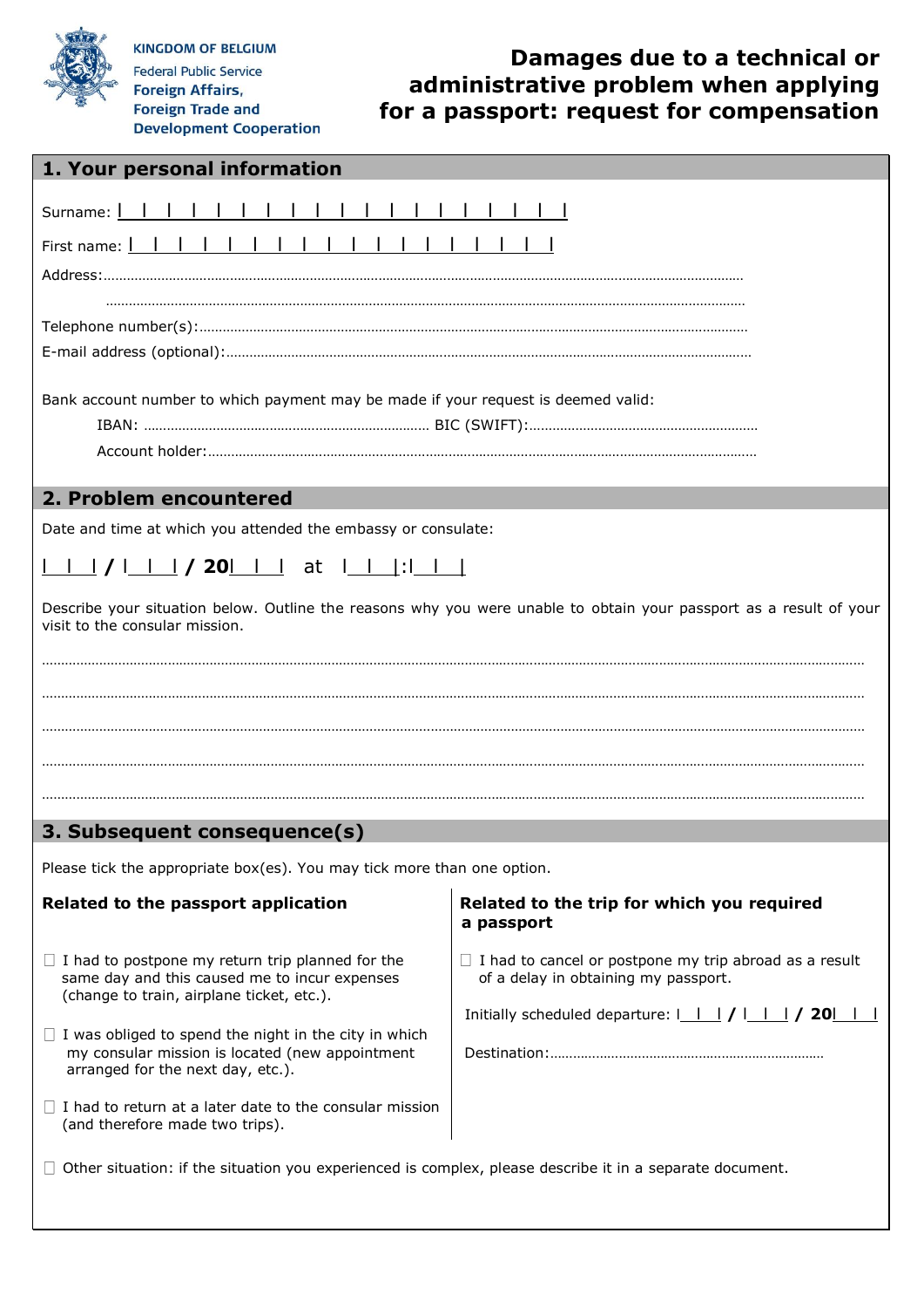KINGDOM OF BELGIUM

Federal Public Service

**Foreign Affairs, Foreign Trade and Development Cooperation**

# Damages due to a technical or administrative problem when applying for a passport: request for compensation

## 1. Your personal information

Surname: |_|_|_|_|_|_|_|_|_|_|_|_|_|_|_|_|_|_|

First name: |_|_|_|_|_|_|_|_|_|_|_|_|_|_|_|_|_|

Address:…………………………………………………………………………………………………………………………………………………

…………………………………………………………………………………………………………………………………………………

Telephone number(s):……………………………………………………………………………………………………………………………

E-mail address (optional):………………………………………………………………………………………………………………………

Bank account number to which payment may be made if your request is deemed valid:

IBAN: ……………………………………………………………… BIC (SWIFT):…………………………………………………

Account holder:…………………………………………………………………………………………………………………………

## 2. Problem encountered

Date and time at which you attended the embassy or consulate:

|_|_| / |_|_| / 20|_|_| at |_|_|:|_|_|

Describe your situation below. Outline the reasons why you were unable to obtain your passport as a result of your visit to the consular mission.

………………………………………………………………………………………………………………………………………………………………

………………………………………………………………………………………………………………………………………………………………

………………………………………………………………………………………………………………………………………………………………

………………………………………………………………………………………………………………………………………………………………

………………………………………………………………………………………………………………………………………………………………

## 3. Subsequent consequence(s)

Please tick the appropriate box(es). You may tick more than one option.

**Related to the passport application**

☐ I had to postpone my return trip planned for the same day and this caused me to incur expenses (change to train, airplane ticket, etc.).

☐ I was obliged to spend the night in the city in which my consular mission is located (new appointment arranged for the next day, etc.).

☐ I had to return at a later date to the consular mission (and therefore made two trips).

**Related to the trip for which you required a passport**

☐ I had to cancel or postpone my trip abroad as a result of a delay in obtaining my passport.

Initially scheduled departure: |_|_| / |_|_| / 20|_|_|

Destination:………………………………………………………………

☐ Other situation: if the situation you experienced is complex, please describe it in a separate document.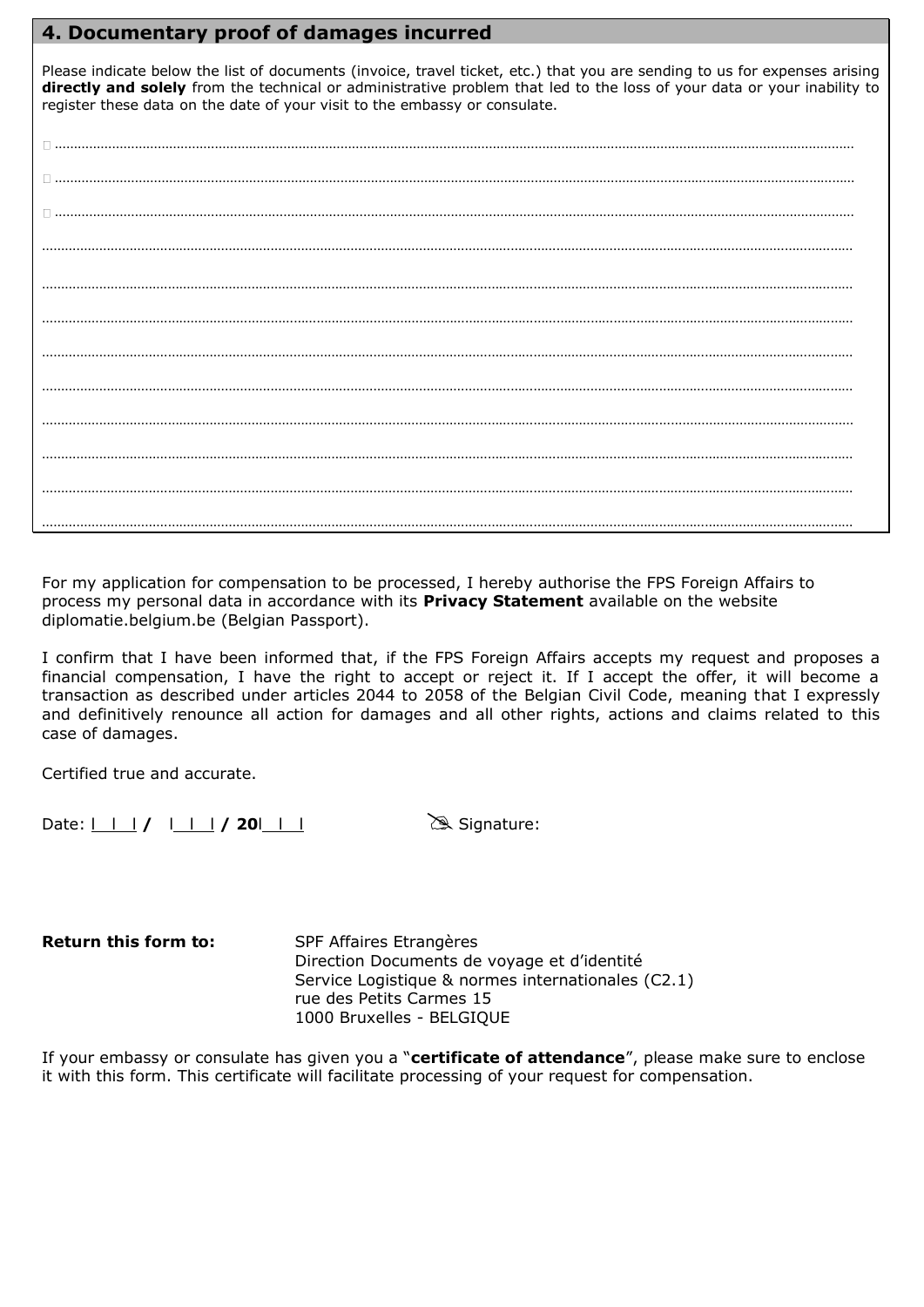## 4. Documentary proof of damages incurred

Please indicate below the list of documents (invoice, travel ticket, etc.) that you are sending to us for expenses arising **directly and solely** from the technical or administrative problem that led to the loss of your data or your inability to register these data on the date of your visit to the embassy or consulate.

- ……………………………………………………………………………………………………………………………………………
- ……………………………………………………………………………………………………………………………………………
- ……………………………………………………………………………………………………………………………………………

……………………………………………………………………………………………………………………………………………

……………………………………………………………………………………………………………………………………………

……………………………………………………………………………………………………………………………………………

……………………………………………………………………………………………………………………………………………

……………………………………………………………………………………………………………………………………………

……………………………………………………………………………………………………………………………………………

……………………………………………………………………………………………………………………………………………

……………………………………………………………………………………………………………………………………………

……………………………………………………………………………………………………………………………………………

For my application for compensation to be processed, I hereby authorise the FPS Foreign Affairs to process my personal data in accordance with its **Privacy Statement** available on the website diplomatie.belgium.be (Belgian Passport).

I confirm that I have been informed that, if the FPS Foreign Affairs accepts my request and proposes a financial compensation, I have the right to accept or reject it. If I accept the offer, it will become a transaction as described under articles 2044 to 2058 of the Belgian Civil Code, meaning that I expressly and definitively renounce all action for damages and all other rights, actions and claims related to this case of damages.

Certified true and accurate.

Date: |__|__| **/** |__|__| **/ 20**|__|__|    ✍ Signature:

**Return this form to:**

SPF Affaires Etrangères
Direction Documents de voyage et d'identité
Service Logistique & normes internationales (C2.1)
rue des Petits Carmes 15
1000 Bruxelles - BELGIQUE

If your embassy or consulate has given you a "**certificate of attendance**", please make sure to enclose it with this form. This certificate will facilitate processing of your request for compensation.